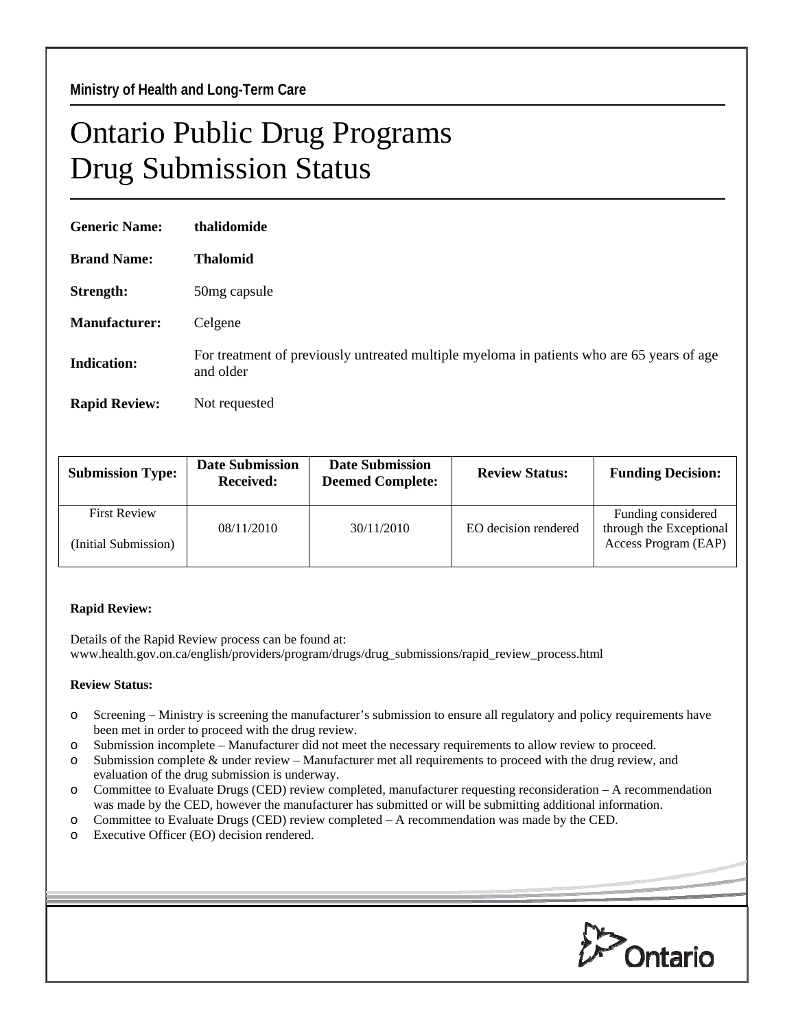**Ministry of Health and Long-Term Care**

# Ontario Public Drug Programs
# Drug Submission Status

**Generic Name:** **thalidomide**

**Brand Name:** **Thalomid**

**Strength:** 50mg capsule

**Manufacturer:** Celgene

**Indication:** For treatment of previously untreated multiple myeloma in patients who are 65 years of age and older

**Rapid Review:** Not requested

| Submission Type: | Date Submission Received: | Date Submission Deemed Complete: | Review Status: | Funding Decision: |
|---|---|---|---|---|
| First Review (Initial Submission) | 08/11/2010 | 30/11/2010 | EO decision rendered | Funding considered through the Exceptional Access Program (EAP) |

**Rapid Review:**

Details of the Rapid Review process can be found at:
www.health.gov.on.ca/english/providers/program/drugs/drug_submissions/rapid_review_process.html

**Review Status:**

- Screening – Ministry is screening the manufacturer's submission to ensure all regulatory and policy requirements have been met in order to proceed with the drug review.
- Submission incomplete – Manufacturer did not meet the necessary requirements to allow review to proceed.
- Submission complete & under review – Manufacturer met all requirements to proceed with the drug review, and evaluation of the drug submission is underway.
- Committee to Evaluate Drugs (CED) review completed, manufacturer requesting reconsideration – A recommendation was made by the CED, however the manufacturer has submitted or will be submitting additional information.
- Committee to Evaluate Drugs (CED) review completed – A recommendation was made by the CED.
- Executive Officer (EO) decision rendered.

Ontario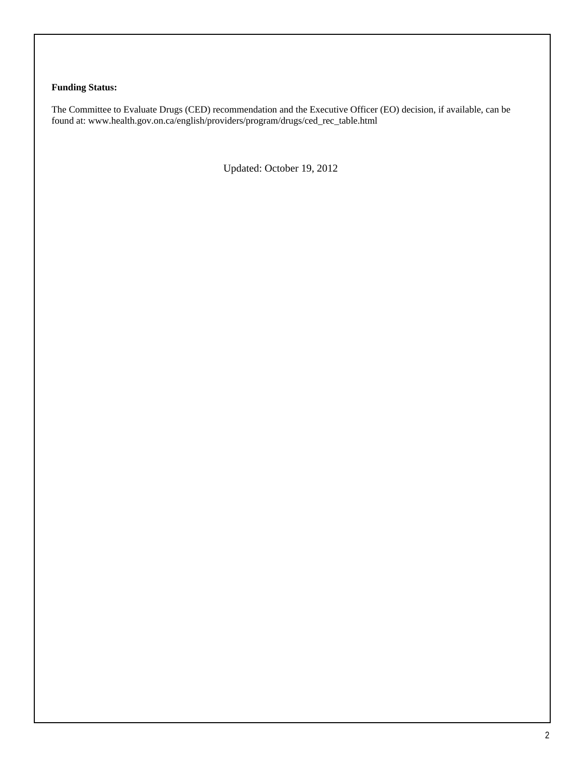**Funding Status:**

The Committee to Evaluate Drugs (CED) recommendation and the Executive Officer (EO) decision, if available, can be found at: www.health.gov.on.ca/english/providers/program/drugs/ced_rec_table.html

Updated: October 19, 2012